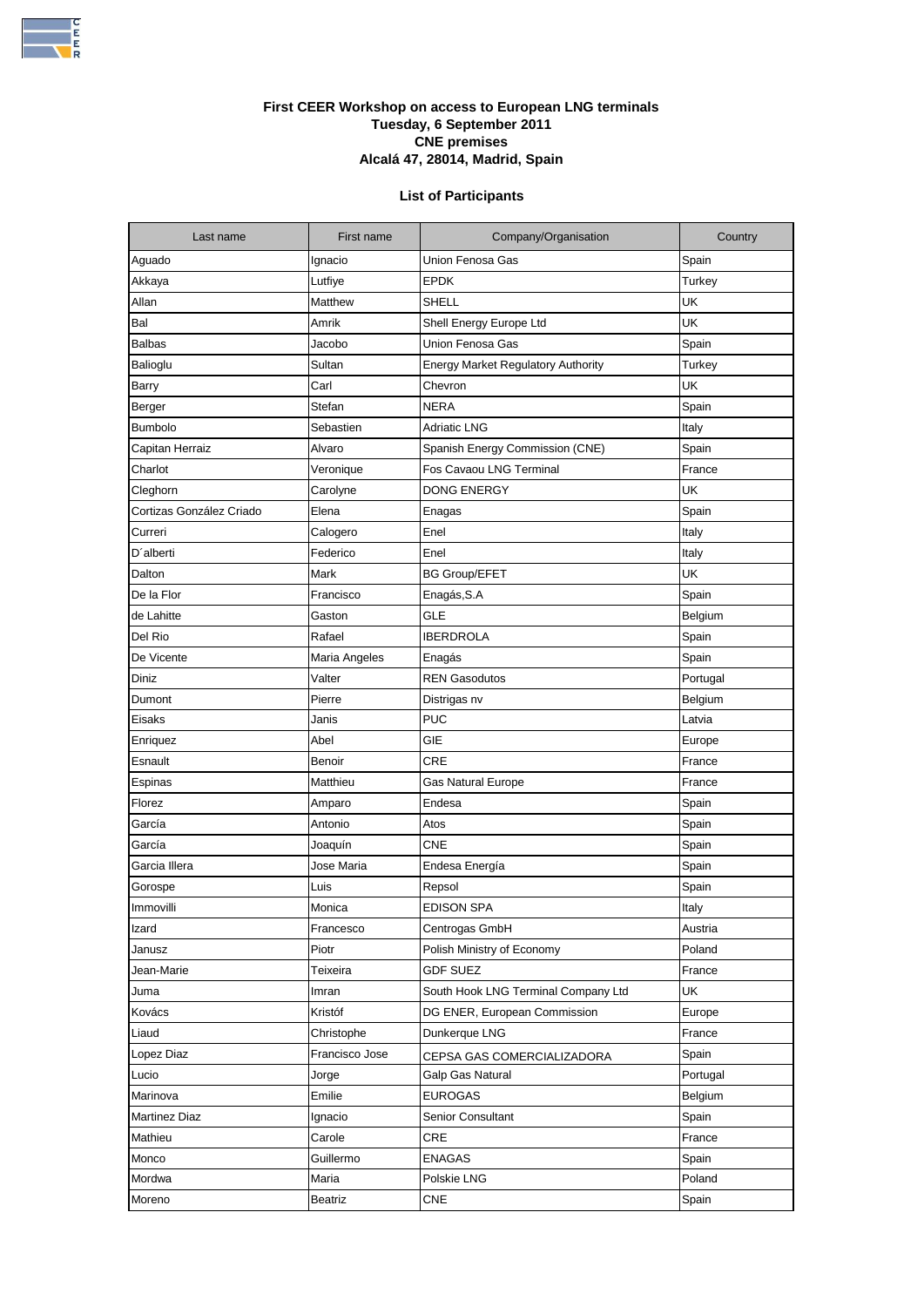**First CEER Workshop on access to European LNG terminals**
**Tuesday, 6 September 2011**
**CNE premises**
**Alcalá 47, 28014, Madrid, Spain**

**List of Participants**

| Last name | First name | Company/Organisation | Country |
|---|---|---|---|
| Aguado | Ignacio | Union Fenosa Gas | Spain |
| Akkaya | Lutfiye | EPDK | Turkey |
| Allan | Matthew | SHELL | UK |
| Bal | Amrik | Shell Energy Europe Ltd | UK |
| Balbas | Jacobo | Union Fenosa Gas | Spain |
| Balioglu | Sultan | Energy Market Regulatory Authority | Turkey |
| Barry | Carl | Chevron | UK |
| Berger | Stefan | NERA | Spain |
| Bumbolo | Sebastien | Adriatic LNG | Italy |
| Capitan Herraiz | Alvaro | Spanish Energy Commission (CNE) | Spain |
| Charlot | Veronique | Fos Cavaou LNG Terminal | France |
| Cleghorn | Carolyne | DONG ENERGY | UK |
| Cortizas González Criado | Elena | Enagas | Spain |
| Curreri | Calogero | Enel | Italy |
| D´alberti | Federico | Enel | Italy |
| Dalton | Mark | BG Group/EFET | UK |
| De la Flor | Francisco | Enagás,S.A | Spain |
| de Lahitte | Gaston | GLE | Belgium |
| Del Rio | Rafael | IBERDROLA | Spain |
| De Vicente | Maria Angeles | Enagás | Spain |
| Diniz | Valter | REN Gasodutos | Portugal |
| Dumont | Pierre | Distrigas nv | Belgium |
| Eisaks | Janis | PUC | Latvia |
| Enriquez | Abel | GIE | Europe |
| Esnault | Benoir | CRE | France |
| Espinas | Matthieu | Gas Natural Europe | France |
| Florez | Amparo | Endesa | Spain |
| García | Antonio | Atos | Spain |
| García | Joaquín | CNE | Spain |
| Garcia Illera | Jose Maria | Endesa Energía | Spain |
| Gorospe | Luis | Repsol | Spain |
| Immovilli | Monica | EDISON SPA | Italy |
| Izard | Francesco | Centrogas GmbH | Austria |
| Janusz | Piotr | Polish Ministry of Economy | Poland |
| Jean-Marie | Teixeira | GDF SUEZ | France |
| Juma | Imran | South Hook LNG Terminal Company Ltd | UK |
| Kovács | Kristóf | DG ENER, European Commission | Europe |
| Liaud | Christophe | Dunkerque LNG | France |
| Lopez Diaz | Francisco Jose | CEPSA GAS COMERCIALIZADORA | Spain |
| Lucio | Jorge | Galp Gas Natural | Portugal |
| Marinova | Emilie | EUROGAS | Belgium |
| Martinez Diaz | Ignacio | Senior Consultant | Spain |
| Mathieu | Carole | CRE | France |
| Monco | Guillermo | ENAGAS | Spain |
| Mordwa | Maria | Polskie LNG | Poland |
| Moreno | Beatriz | CNE | Spain |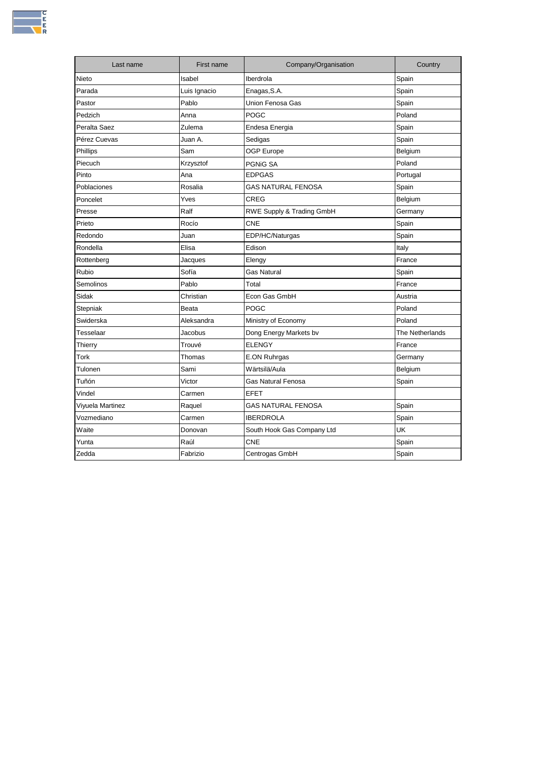| Last name | First name | Company/Organisation | Country |
|---|---|---|---|
| Nieto | Isabel | Iberdrola | Spain |
| Parada | Luis Ignacio | Enagas,S.A. | Spain |
| Pastor | Pablo | Union Fenosa Gas | Spain |
| Pedzich | Anna | POGC | Poland |
| Peralta Saez | Zulema | Endesa Energia | Spain |
| Pérez Cuevas | Juan A. | Sedigas | Spain |
| Phillips | Sam | OGP Europe | Belgium |
| Piecuch | Krzysztof | PGNiG SA | Poland |
| Pinto | Ana | EDPGAS | Portugal |
| Poblaciones | Rosalia | GAS NATURAL FENOSA | Spain |
| Poncelet | Yves | CREG | Belgium |
| Presse | Ralf | RWE Supply & Trading GmbH | Germany |
| Prieto | Rocío | CNE | Spain |
| Redondo | Juan | EDP/HC/Naturgas | Spain |
| Rondella | Elisa | Edison | Italy |
| Rottenberg | Jacques | Elengy | France |
| Rubio | Sofía | Gas Natural | Spain |
| Semolinos | Pablo | Total | France |
| Sidak | Christian | Econ Gas GmbH | Austria |
| Stepniak | Beata | POGC | Poland |
| Swiderska | Aleksandra | Ministry of Economy | Poland |
| Tesselaar | Jacobus | Dong Energy Markets bv | The Netherlands |
| Thierry | Trouvé | ELENGY | France |
| Tork | Thomas | E.ON Ruhrgas | Germany |
| Tulonen | Sami | Wärtsilä/Aula | Belgium |
| Tuñón | Victor | Gas Natural Fenosa | Spain |
| Vindel | Carmen | EFET | |
| Viyuela Martinez | Raquel | GAS NATURAL FENOSA | Spain |
| Vozmediano | Carmen | IBERDROLA | Spain |
| Waite | Donovan | South Hook Gas Company Ltd | UK |
| Yunta | Raúl | CNE | Spain |
| Zedda | Fabrizio | Centrogas GmbH | Spain |